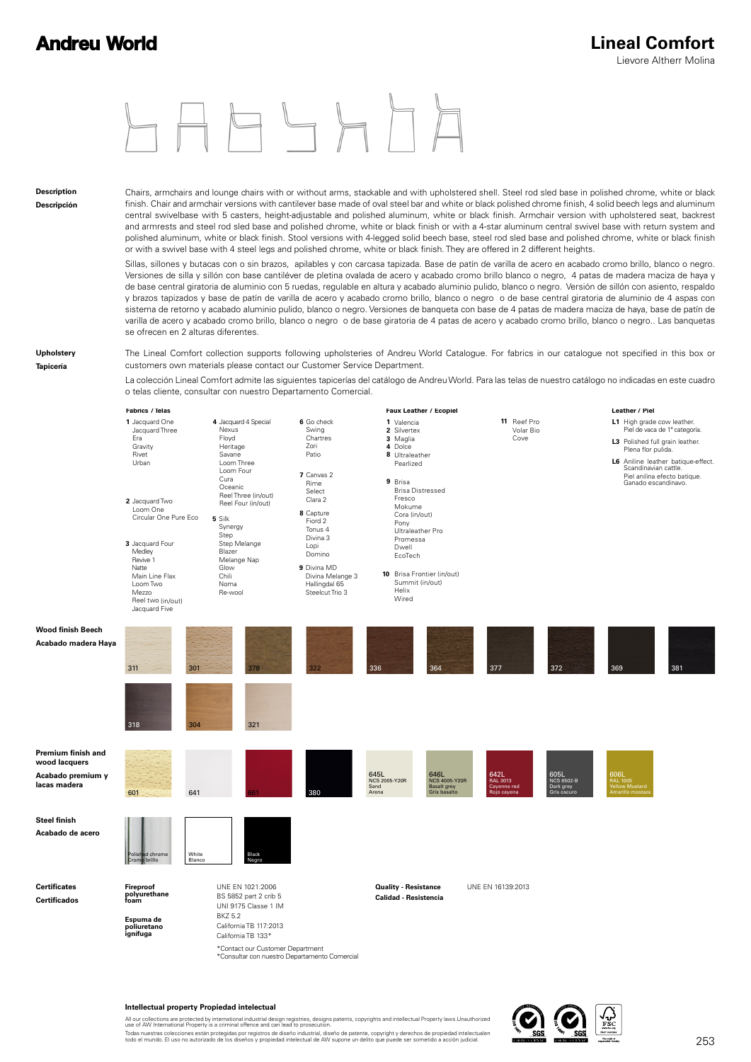# Andreu World

# Lineal Comfort

Lievore Altherr Molina

**Description**
**Descripción**

Chairs, armchairs and lounge chairs with or without arms, stackable and with upholstered shell. Steel rod sled base in polished chrome, white or black finish. Chair and armchair versions with cantilever base made of oval steel bar and white or black polished chrome finish, 4 solid beech legs and aluminum central swivelbase with 5 casters, height-adjustable and polished aluminum, white or black finish. Armchair version with upholstered seat, backrest and armrests and steel rod sled base and polished chrome, white or black finish or with a 4-star aluminum central swivel base with return system and polished aluminum, white or black finish. Stool versions with 4-legged solid beech base, steel rod sled base and polished chrome, white or black finish or with a swivel base with 4 steel legs and polished chrome, white or black finish. They are offered in 2 different heights.

Sillas, sillones y butacas con o sin brazos, apilables y con carcasa tapizada. Base de patín de varilla de acero en acabado cromo brillo, blanco o negro. Versiones de silla y sillón con base cantiléver de pletina ovalada de acero y acabado cromo brillo blanco o negro, 4 patas de madera maciza de haya y de base central giratoria de aluminio con 5 ruedas, regulable en altura y acabado aluminio pulido, blanco o negro. Versión de sillón con asiento, respaldo y brazos tapizados y base de patín de varilla de acero y acabado cromo brillo, blanco o negro o de base central giratoria de aluminio de 4 aspas con sistema de retorno y acabado aluminio pulido, blanco o negro. Versiones de banqueta con base de 4 patas de madera maciza de haya, base de patín de varilla de acero y acabado cromo brillo, blanco o negro o de base giratoria de 4 patas de acero y acabado cromo brillo, blanco o negro.. Las banquetas se ofrecen en 2 alturas diferentes.

**Upholstery**
**Tapicería**

The Lineal Comfort collection supports following upholsteries of Andreu World Catalogue. For fabrics in our catalogue not specified in this box or customers own materials please contact our Customer Service Department.

La colección Lineal Comfort admite las siguientes tapicerías del catálogo de Andreu World. Para las telas de nuestro catálogo no indicadas en este cuadro o telas cliente, consultar con nuestro Departamento Comercial.

**Fabrics / Telas**

- **1** Jacquard One, Jacquard Three, Era, Gravity, Rivet, Urban
- **2** Jacquard Two, Loom One, Circular One Pure Eco
- **3** Jacquard Four, Medley, Revive 1, Natte, Main Line Flax, Loom Two, Mezzo, Reel two (in/out), Jacquard Five
- **4** Jacquard 4 Special, Nexus, Floyd, Heritage, Savane, Loom Three, Loom Four, Cura, Oceanic, Reel Three (in/out), Reel Four (in/out)
- **5** Silk, Synergy, Step, Step Melange, Blazer, Melange Nap, Glow, Chili, Noma, Re-wool
- **6** Go check, Swing, Chartres, Zori, Patio
- **7** Canvas 2, Rime, Select, Clara 2
- **8** Capture, Fiord 2, Tonus 4, Divina 3, Lopi, Domino
- **9** Divina MD, Divina Melange 3, Hallingdal 65, Steelcut Trio 3

**Faux Leather / Ecopiel**

- **1** Valencia
- **2** Silvertex
- **3** Maglia
- **4** Dolce
- **8** Ultraleather, Pearlized
- **9** Brisa, Brisa Distressed, Fresco, Mokume, Cora (in/out), Pony, Ultraleather Pro, Promessa, Dwell, EcoTech
- **10** Brisa Frontier (in/out), Summit (in/out), Helix, Wired
- **11** Reef Pro, Volar Bio, Cove

**Leather / Piel**

- **L1** High grade cow leather. Piel de vaca de 1ª categoría.
- **L3** Polished full grain leather. Plena flor pulida.
- **L6** Aniline leather batique-effect. Scandinavian cattle. Piel anilina efecto batique. Ganado escandinavo.

**Wood finish Beech**
**Acabado madera Haya**

311, 301, 378, 322, 336, 364, 377, 372, 369, 381, 318, 304, 321

**Premium finish and wood lacquers**
**Acabado premium y lacas madera**

601, 641, 661, 380, 645L NCS 2005-Y20R Sand Arena, 646L NCS 4005-Y20R Basalt grey Gris basalto, 642L RAL 3013 Cayenne red Rojo cayena, 605L NCS 6502-B Dark grey Gris oscuro, 606L RAL 1005 Yellow Mustard Amarillo mostaza

**Steel finish**
**Acabado de acero**

Polished chrome / Cromo brillo, White / Blanco, Black / Negro

**Certificates**
**Certificados**

**Fireproof polyurethane foam**
**Espuma de poliuretano ignífuga**

UNE EN 1021:2006
BS 5852 part 2 crib 5
UNI 9175 Classe 1 IM
BKZ 5.2
California TB 117:2013
California TB 133*

*Contact our Customer Department
*Consultar con nuestro Departamento Comercial

**Quality - Resistance**
**Calidad - Resistencia**

UNE EN 16139:2013

**Intellectual property Propiedad intelectual**

All our collections are protected by international industrial design registries, designs patents, copyrights and intellectual Property laws.Unauthorized use of AW International Property is a criminal offence and can lead to prosecution.
Todas nuestras colecciones están protegidas por registros de diseño industrial, diseño de patente, copyright y derechos de propiedad intelectuales todo el mundo. El uso no autorizado de los diseños y propiedad intelectual de AW supone un delito que puede ser sometido a acción judicial.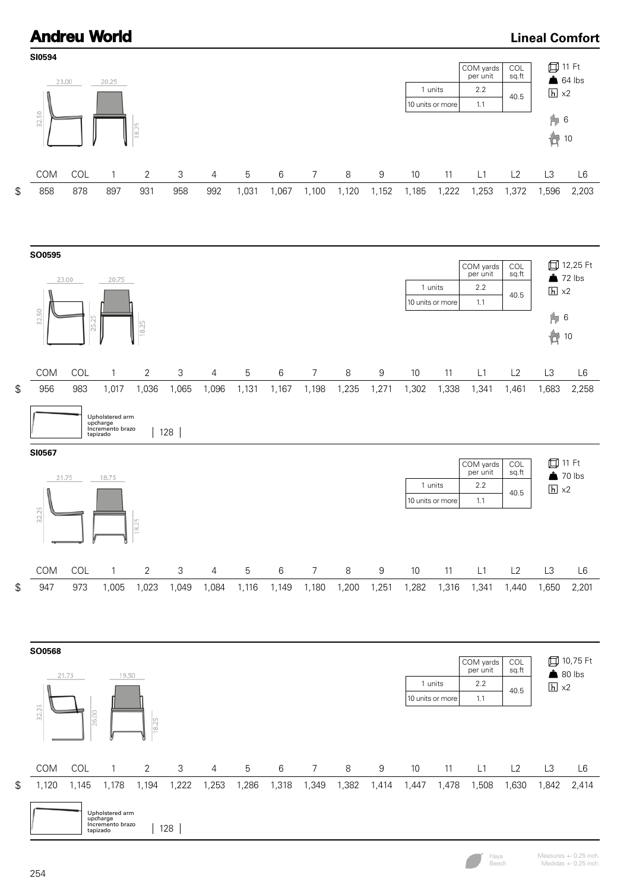# Andreu World

## Lineal Comfort

### SI0594

Dimensions: 23.00 / 20.25 / 32.50 / 18.25

| | COM yards per unit | COL sq.ft |
|---|---|---|
| 1 units | 2.2 | 40.5 |
| 10 units or more | 1.1 | |

11 Ft · 64 lbs · x2 · 6 · 10

| | COM | COL | 1 | 2 | 3 | 4 | 5 | 6 | 7 | 8 | 9 | 10 | 11 | L1 | L2 | L3 | L6 |
|---|---|---|---|---|---|---|---|---|---|---|---|---|---|---|---|---|---|
| $ | 858 | 878 | 897 | 931 | 958 | 992 | 1,031 | 1,067 | 1,100 | 1,120 | 1,152 | 1,185 | 1,222 | 1,253 | 1,372 | 1,596 | 2,203 |

### SO0595

Dimensions: 23.00 / 20.75 / 32.50 / 25.25 / 18.25

| | COM yards per unit | COL sq.ft |
|---|---|---|
| 1 units | 2.2 | 40.5 |
| 10 units or more | 1.1 | |

12,25 Ft · 72 lbs · x2 · 6 · 10

| | COM | COL | 1 | 2 | 3 | 4 | 5 | 6 | 7 | 8 | 9 | 10 | 11 | L1 | L2 | L3 | L6 |
|---|---|---|---|---|---|---|---|---|---|---|---|---|---|---|---|---|---|
| $ | 956 | 983 | 1,017 | 1,036 | 1,065 | 1,096 | 1,131 | 1,167 | 1,198 | 1,235 | 1,271 | 1,302 | 1,338 | 1,341 | 1,461 | 1,683 | 2,258 |

Upholstered arm upcharge
Incremento brazo tapizado | 128 |

### SI0567

Dimensions: 21.75 / 18.75 / 32.25 / 18.25

| | COM yards per unit | COL sq.ft |
|---|---|---|
| 1 units | 2.2 | 40.5 |
| 10 units or more | 1.1 | |

11 Ft · 70 lbs · x2

| | COM | COL | 1 | 2 | 3 | 4 | 5 | 6 | 7 | 8 | 9 | 10 | 11 | L1 | L2 | L3 | L6 |
|---|---|---|---|---|---|---|---|---|---|---|---|---|---|---|---|---|---|
| $ | 947 | 973 | 1,005 | 1,023 | 1,049 | 1,084 | 1,116 | 1,149 | 1,180 | 1,200 | 1,251 | 1,282 | 1,316 | 1,341 | 1,440 | 1,650 | 2,201 |

### SO0568

Dimensions: 21.75 / 19.50 / 32.25 / 26.00 / 18.25

| | COM yards per unit | COL sq.ft |
|---|---|---|
| 1 units | 2.2 | 40.5 |
| 10 units or more | 1.1 | |

10,75 Ft · 80 lbs · x2

| | COM | COL | 1 | 2 | 3 | 4 | 5 | 6 | 7 | 8 | 9 | 10 | 11 | L1 | L2 | L3 | L6 |
|---|---|---|---|---|---|---|---|---|---|---|---|---|---|---|---|---|---|
| $ | 1,120 | 1,145 | 1,178 | 1,194 | 1,222 | 1,253 | 1,286 | 1,318 | 1,349 | 1,382 | 1,414 | 1,447 | 1,478 | 1,508 | 1,630 | 1,842 | 2,414 |

Upholstered arm upcharge
Incremento brazo tapizado | 128 |

Haya
Beech

Measures +- 0.25 inch.
Medidas +- 0.25 inch.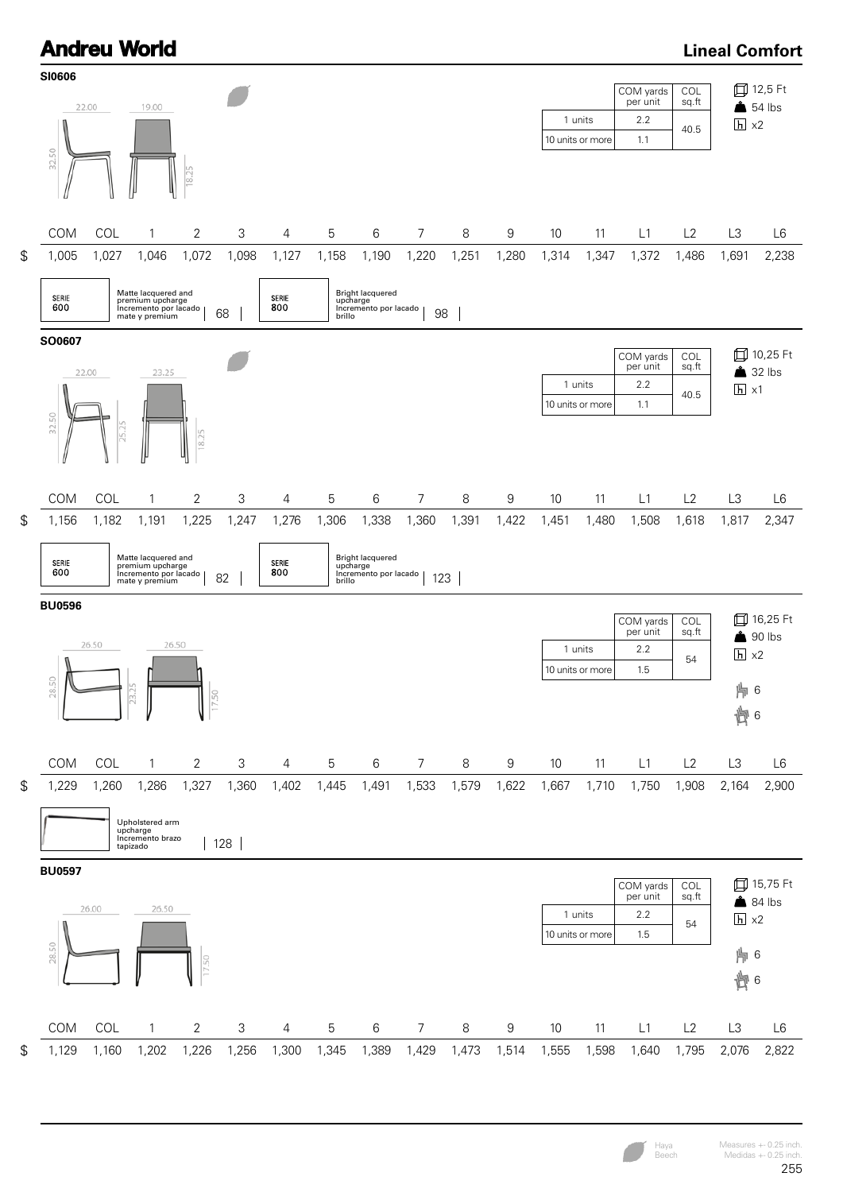# Andreu World

## Lineal Comfort

### SI0606

22.00 | 19.00 | 32.50 | 18.25

| | COM yards per unit | COL sq.ft |
|---|---|---|
| 1 units | 2.2 | 40.5 |
| 10 units or more | 1.1 | |

12,5 Ft
54 lbs
x2

| | COM | COL | 1 | 2 | 3 | 4 | 5 | 6 | 7 | 8 | 9 | 10 | 11 | L1 | L2 | L3 | L6 |
|---|---|---|---|---|---|---|---|---|---|---|---|---|---|---|---|---|---|
| $ | 1,005 | 1,027 | 1,046 | 1,072 | 1,098 | 1,127 | 1,158 | 1,190 | 1,220 | 1,251 | 1,280 | 1,314 | 1,347 | 1,372 | 1,486 | 1,691 | 2,238 |

SERIE 600 — Matte lacquered and premium upcharge / Incremento por lacado mate y premium: 68

SERIE 800 — Bright lacquered upcharge / Incremento por lacado brillo: 98

### SO0607

22.00 | 23.25 | 32.50 | 25.25 | 18.25

| | COM yards per unit | COL sq.ft |
|---|---|---|
| 1 units | 2.2 | 40.5 |
| 10 units or more | 1.1 | |

10,25 Ft
32 lbs
x1

| | COM | COL | 1 | 2 | 3 | 4 | 5 | 6 | 7 | 8 | 9 | 10 | 11 | L1 | L2 | L3 | L6 |
|---|---|---|---|---|---|---|---|---|---|---|---|---|---|---|---|---|---|
| $ | 1,156 | 1,182 | 1,191 | 1,225 | 1,247 | 1,276 | 1,306 | 1,338 | 1,360 | 1,391 | 1,422 | 1,451 | 1,480 | 1,508 | 1,618 | 1,817 | 2,347 |

SERIE 600 — Matte lacquered and premium upcharge / Incremento por lacado mate y premium: 82

SERIE 800 — Bright lacquered upcharge / Incremento por lacado brillo: 123

### BU0596

26.50 | 26.50 | 28.50 | 23.25 | 17.50

| | COM yards per unit | COL sq.ft |
|---|---|---|
| 1 units | 2.2 | 54 |
| 10 units or more | 1.5 | |

16,25 Ft
90 lbs
x2
6
6

| | COM | COL | 1 | 2 | 3 | 4 | 5 | 6 | 7 | 8 | 9 | 10 | 11 | L1 | L2 | L3 | L6 |
|---|---|---|---|---|---|---|---|---|---|---|---|---|---|---|---|---|---|
| $ | 1,229 | 1,260 | 1,286 | 1,327 | 1,360 | 1,402 | 1,445 | 1,491 | 1,533 | 1,579 | 1,622 | 1,667 | 1,710 | 1,750 | 1,908 | 2,164 | 2,900 |

Upholstered arm upcharge / Incremento brazo tapizado: 128

### BU0597

26.00 | 26.50 | 28.50 | 17.50

| | COM yards per unit | COL sq.ft |
|---|---|---|
| 1 units | 2.2 | 54 |
| 10 units or more | 1.5 | |

15,75 Ft
84 lbs
x2
6
6

| | COM | COL | 1 | 2 | 3 | 4 | 5 | 6 | 7 | 8 | 9 | 10 | 11 | L1 | L2 | L3 | L6 |
|---|---|---|---|---|---|---|---|---|---|---|---|---|---|---|---|---|---|
| $ | 1,129 | 1,160 | 1,202 | 1,226 | 1,256 | 1,300 | 1,345 | 1,389 | 1,429 | 1,473 | 1,514 | 1,555 | 1,598 | 1,640 | 1,795 | 2,076 | 2,822 |

Haya / Beech

Measures +- 0.25 inch.
Medidas +- 0.25 inch.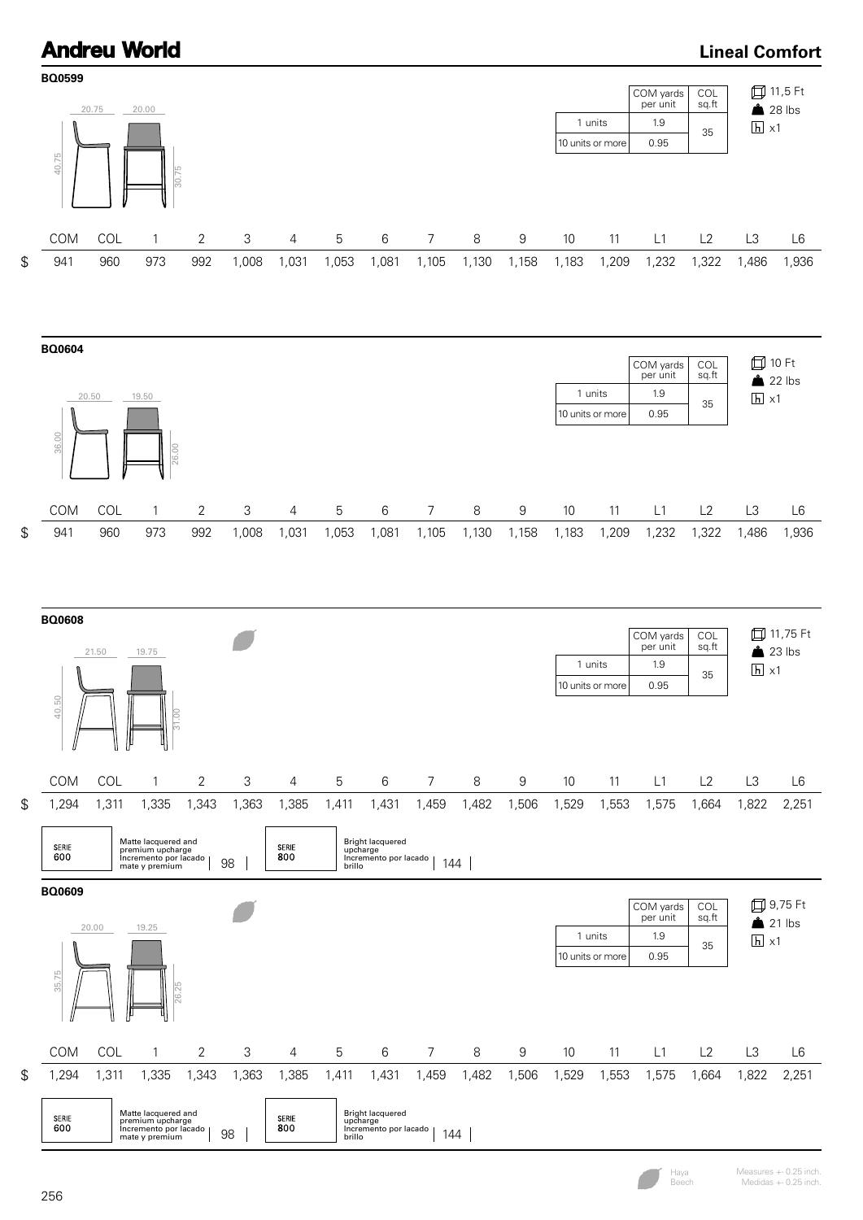## BQ0599

20.75 · 20.00 · 40.75 · 30.75

| | COM yards per unit | COL sq.ft |
|---|---|---|
| 1 units | 1.9 | 35 |
| 10 units or more | 0.95 | |

11,5 Ft
28 lbs
x1

| | COM | COL | 1 | 2 | 3 | 4 | 5 | 6 | 7 | 8 | 9 | 10 | 11 | L1 | L2 | L3 | L6 |
|---|---|---|---|---|---|---|---|---|---|---|---|---|---|---|---|---|---|
| $ | 941 | 960 | 973 | 992 | 1,008 | 1,031 | 1,053 | 1,081 | 1,105 | 1,130 | 1,158 | 1,183 | 1,209 | 1,232 | 1,322 | 1,486 | 1,936 |

## BQ0604

20.50 · 19.50 · 36.00 · 26.00

| | COM yards per unit | COL sq.ft |
|---|---|---|
| 1 units | 1.9 | 35 |
| 10 units or more | 0.95 | |

10 Ft
22 lbs
x1

| | COM | COL | 1 | 2 | 3 | 4 | 5 | 6 | 7 | 8 | 9 | 10 | 11 | L1 | L2 | L3 | L6 |
|---|---|---|---|---|---|---|---|---|---|---|---|---|---|---|---|---|---|
| $ | 941 | 960 | 973 | 992 | 1,008 | 1,031 | 1,053 | 1,081 | 1,105 | 1,130 | 1,158 | 1,183 | 1,209 | 1,232 | 1,322 | 1,486 | 1,936 |

## BQ0608

21.50 · 19.75 · 40.50 · 31.00

| | COM yards per unit | COL sq.ft |
|---|---|---|
| 1 units | 1.9 | 35 |
| 10 units or more | 0.95 | |

11,75 Ft
23 lbs
x1

| | COM | COL | 1 | 2 | 3 | 4 | 5 | 6 | 7 | 8 | 9 | 10 | 11 | L1 | L2 | L3 | L6 |
|---|---|---|---|---|---|---|---|---|---|---|---|---|---|---|---|---|---|
| $ | 1,294 | 1,311 | 1,335 | 1,343 | 1,363 | 1,385 | 1,411 | 1,431 | 1,459 | 1,482 | 1,506 | 1,529 | 1,553 | 1,575 | 1,664 | 1,822 | 2,251 |

| SERIE 600 | Matte lacquered and premium upcharge / Incremento por lacado mate y premium | 98 | SERIE 800 | Bright lacquered upcharge / Incremento por lacado brillo | 144 |
|---|---|---|---|---|---|

## BQ0609

20.00 · 19.25 · 35.75 · 26.25

| | COM yards per unit | COL sq.ft |
|---|---|---|
| 1 units | 1.9 | 35 |
| 10 units or more | 0.95 | |

9,75 Ft
21 lbs
x1

| | COM | COL | 1 | 2 | 3 | 4 | 5 | 6 | 7 | 8 | 9 | 10 | 11 | L1 | L2 | L3 | L6 |
|---|---|---|---|---|---|---|---|---|---|---|---|---|---|---|---|---|---|
| $ | 1,294 | 1,311 | 1,335 | 1,343 | 1,363 | 1,385 | 1,411 | 1,431 | 1,459 | 1,482 | 1,506 | 1,529 | 1,553 | 1,575 | 1,664 | 1,822 | 2,251 |

| SERIE 600 | Matte lacquered and premium upcharge / Incremento por lacado mate y premium | 98 | SERIE 800 | Bright lacquered upcharge / Incremento por lacado brillo | 144 |
|---|---|---|---|---|---|

Haya / Beech

Measures +- 0.25 inch.
Medidas +- 0.25 inch.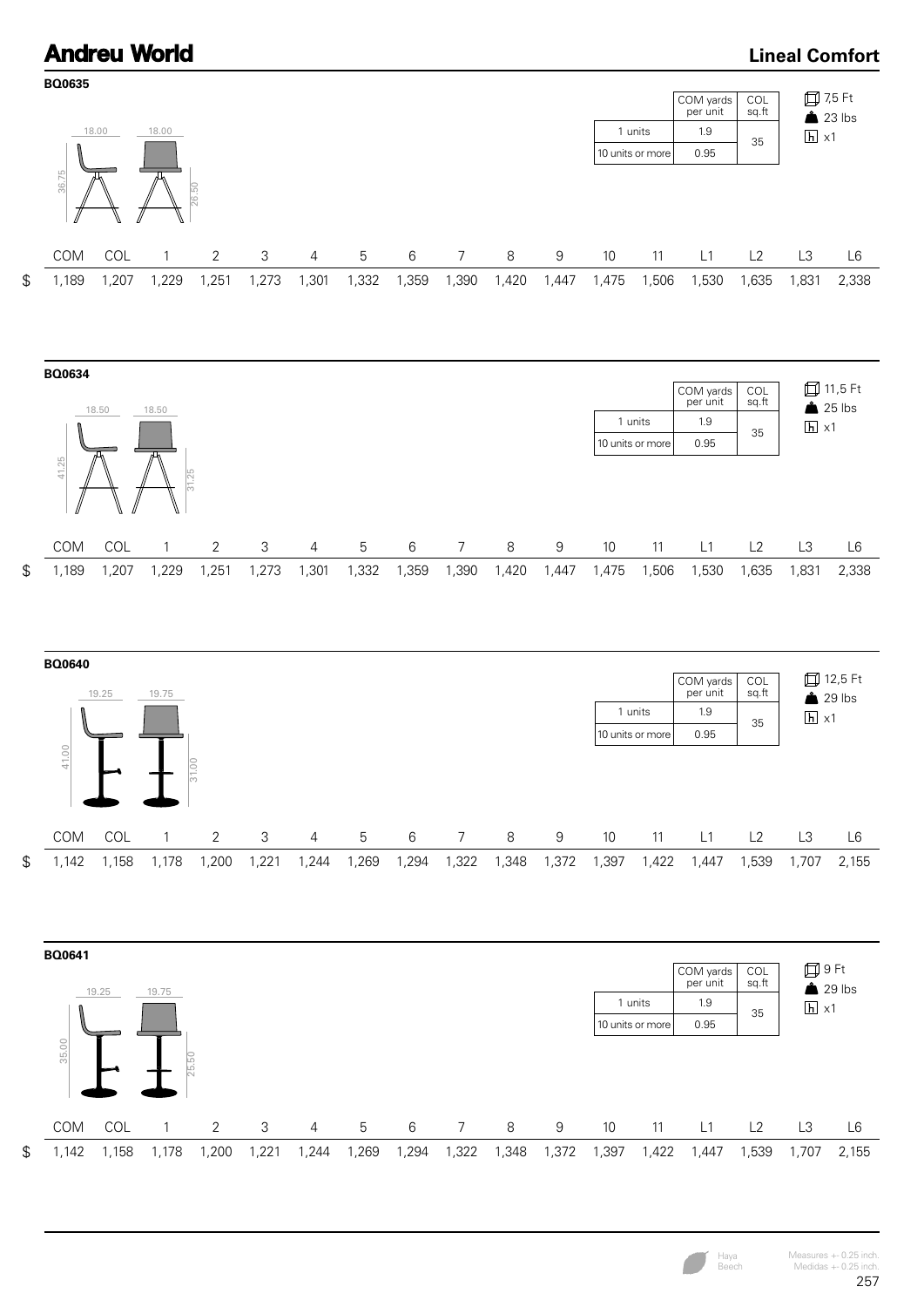**Andreu World** — **Lineal Comfort**

### BQ0635

18.00 | 18.00 | 36.75 | 26.50

| | COM yards per unit | COL sq.ft |
|---|---|---|
| 1 units | 1.9 | 35 |
| 10 units or more | 0.95 | |

7,5 Ft
23 lbs
x1

| | COM | COL | 1 | 2 | 3 | 4 | 5 | 6 | 7 | 8 | 9 | 10 | 11 | L1 | L2 | L3 | L6 |
|---|---|---|---|---|---|---|---|---|---|---|---|---|---|---|---|---|---|
| $ | 1,189 | 1,207 | 1,229 | 1,251 | 1,273 | 1,301 | 1,332 | 1,359 | 1,390 | 1,420 | 1,447 | 1,475 | 1,506 | 1,530 | 1,635 | 1,831 | 2,338 |

### BQ0634

18.50 | 18.50 | 41.25 | 31.25

| | COM yards per unit | COL sq.ft |
|---|---|---|
| 1 units | 1.9 | 35 |
| 10 units or more | 0.95 | |

11,5 Ft
25 lbs
x1

| | COM | COL | 1 | 2 | 3 | 4 | 5 | 6 | 7 | 8 | 9 | 10 | 11 | L1 | L2 | L3 | L6 |
|---|---|---|---|---|---|---|---|---|---|---|---|---|---|---|---|---|---|
| $ | 1,189 | 1,207 | 1,229 | 1,251 | 1,273 | 1,301 | 1,332 | 1,359 | 1,390 | 1,420 | 1,447 | 1,475 | 1,506 | 1,530 | 1,635 | 1,831 | 2,338 |

### BQ0640

19.25 | 19.75 | 41.00 | 31.00

| | COM yards per unit | COL sq.ft |
|---|---|---|
| 1 units | 1.9 | 35 |
| 10 units or more | 0.95 | |

12,5 Ft
29 lbs
x1

| | COM | COL | 1 | 2 | 3 | 4 | 5 | 6 | 7 | 8 | 9 | 10 | 11 | L1 | L2 | L3 | L6 |
|---|---|---|---|---|---|---|---|---|---|---|---|---|---|---|---|---|---|
| $ | 1,142 | 1,158 | 1,178 | 1,200 | 1,221 | 1,244 | 1,269 | 1,294 | 1,322 | 1,348 | 1,372 | 1,397 | 1,422 | 1,447 | 1,539 | 1,707 | 2,155 |

### BQ0641

19.25 | 19.75 | 35.00 | 25.50

| | COM yards per unit | COL sq.ft |
|---|---|---|
| 1 units | 1.9 | 35 |
| 10 units or more | 0.95 | |

9 Ft
29 lbs
x1

| | COM | COL | 1 | 2 | 3 | 4 | 5 | 6 | 7 | 8 | 9 | 10 | 11 | L1 | L2 | L3 | L6 |
|---|---|---|---|---|---|---|---|---|---|---|---|---|---|---|---|---|---|
| $ | 1,142 | 1,158 | 1,178 | 1,200 | 1,221 | 1,244 | 1,269 | 1,294 | 1,322 | 1,348 | 1,372 | 1,397 | 1,422 | 1,447 | 1,539 | 1,707 | 2,155 |

Haya
Beech

Measures +- 0.25 inch.
Medidas +- 0.25 inch.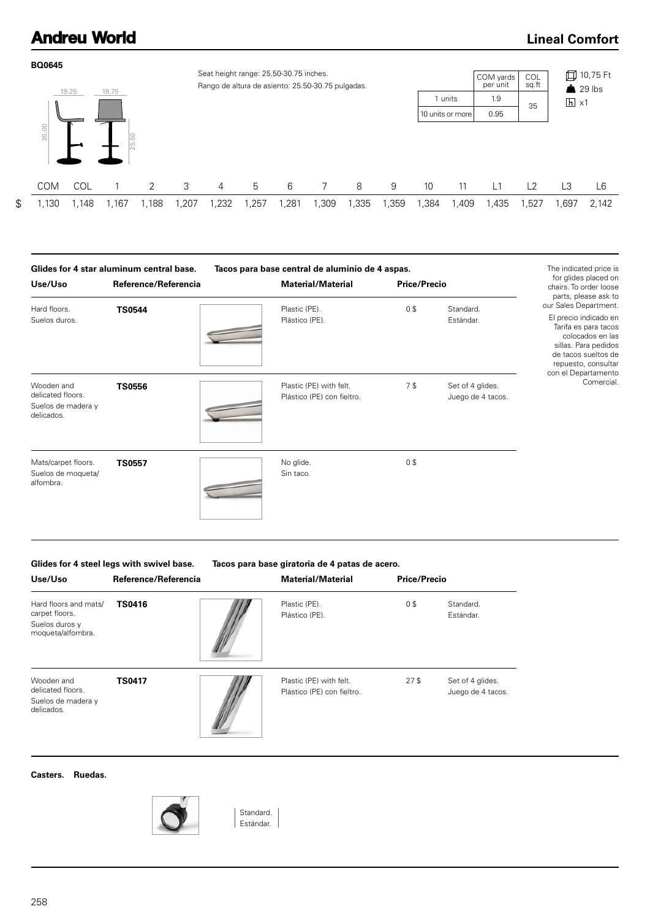# Andreu World

## Lineal Comfort

**BQ0645**

Seat height range: 25.50-30.75 inches.
Rango de altura de asiento: 25.50-30.75 pulgadas.

19.25 19.75 35.00 25.50

| | COM yards per unit | COL sq.ft |
|---|---|---|
| 1 units | 1.9 | 35 |
| 10 units or more | 0.95 | |

10,75 Ft
29 lbs
x1

| | COM | COL | 1 | 2 | 3 | 4 | 5 | 6 | 7 | 8 | 9 | 10 | 11 | L1 | L2 | L3 | L6 |
|---|---|---|---|---|---|---|---|---|---|---|---|---|---|---|---|---|---|
| $ | 1,130 | 1,148 | 1,167 | 1,188 | 1,207 | 1,232 | 1,257 | 1,281 | 1,309 | 1,335 | 1,359 | 1,384 | 1,409 | 1,435 | 1,527 | 1,697 | 2,142 |

**Glides for 4 star aluminum central base. Tacos para base central de aluminio de 4 aspas.**

| Use/Uso | Reference/Referencia | Material/Material | Price/Precio | |
|---|---|---|---|---|
| Hard floors. Suelos duros. | **TS0544** | Plastic (PE). Plástico (PE). | 0 $ | Standard. Estándar. |
| Wooden and delicated floors. Suelos de madera y delicados. | **TS0556** | Plastic (PE) with felt. Plástico (PE) con fieltro. | 7 $ | Set of 4 glides. Juego de 4 tacos. |
| Mats/carpet floors. Suelos de moqueta/alfombra. | **TS0557** | No glide. Sin taco. | 0 $ | |

The indicated price is for glides placed on chairs. To order loose parts, please ask to our Sales Department.

El precio indicado en Tarifa es para tacos colocados en las sillas. Para pedidos de tacos sueltos de repuesto, consultar con el Departamento Comercial.

**Glides for 4 steel legs with swivel base. Tacos para base giratoria de 4 patas de acero.**

| Use/Uso | Reference/Referencia | Material/Material | Price/Precio | |
|---|---|---|---|---|
| Hard floors and mats/carpet floors. Suelos duros y moqueta/alfombra. | **TS0416** | Plastic (PE). Plástico (PE). | 0 $ | Standard. Estándar. |
| Wooden and delicated floors. Suelos de madera y delicados. | **TS0417** | Plastic (PE) with felt. Plástico (PE) con fieltro. | 27 $ | Set of 4 glides. Juego de 4 tacos. |

**Casters. Ruedas.**

Standard.
Estándar.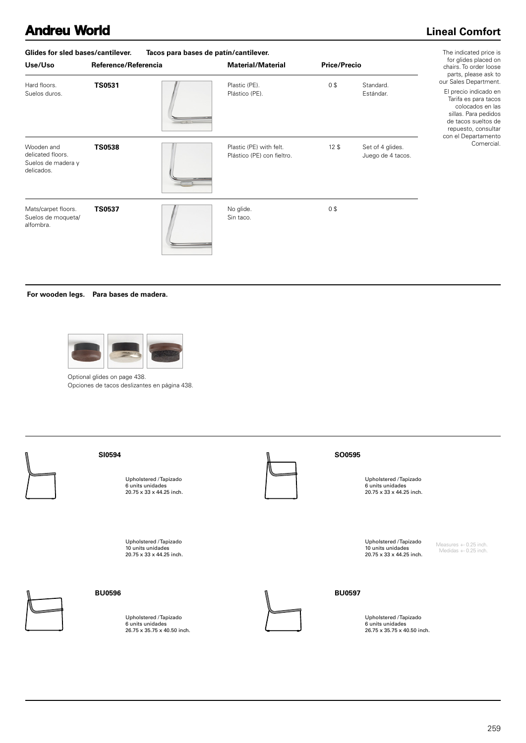# Andreu World

## Lineal Comfort

**Glides for sled bases/cantilever.** **Tacos para bases de patín/cantilever.**

| Use/Uso | Reference/Referencia | Material/Material | Price/Precio | |
|---|---|---|---|---|
| Hard floors. Suelos duros. | **TS0531** | Plastic (PE). Plástico (PE). | 0 $ | Standard. Estándar. |
| Wooden and delicated floors. Suelos de madera y delicados. | **TS0538** | Plastic (PE) with felt. Plástico (PE) con fieltro. | 12 $ | Set of 4 glides. Juego de 4 tacos. |
| Mats/carpet floors. Suelos de moqueta/ alfombra. | **TS0537** | No glide. Sin taco. | 0 $ | |

The indicated price is for glides placed on chairs. To order loose parts, please ask to our Sales Department.

El precio indicado en Tarifa es para tacos colocados en las sillas. Para pedidos de tacos sueltos de repuesto, consultar con el Departamento Comercial.

**For wooden legs. Para bases de madera.**

Optional glides on page 438.
Opciones de tacos deslizantes en página 438.

**SI0594**

Upholstered /Tapizado
6 units unidades
20.75 x 33 x 44.25 inch.

Upholstered /Tapizado
10 units unidades
20.75 x 33 x 44.25 inch.

**SO0595**

Upholstered /Tapizado
6 units unidades
20.75 x 33 x 44.25 inch.

Upholstered /Tapizado
10 units unidades
20.75 x 33 x 44.25 inch.

Measures +- 0.25 inch.
Medidas +- 0.25 inch.

**BU0596**

Upholstered /Tapizado
6 units unidades
26.75 x 35.75 x 40.50 inch.

**BU0597**

Upholstered /Tapizado
6 units unidades
26.75 x 35.75 x 40.50 inch.